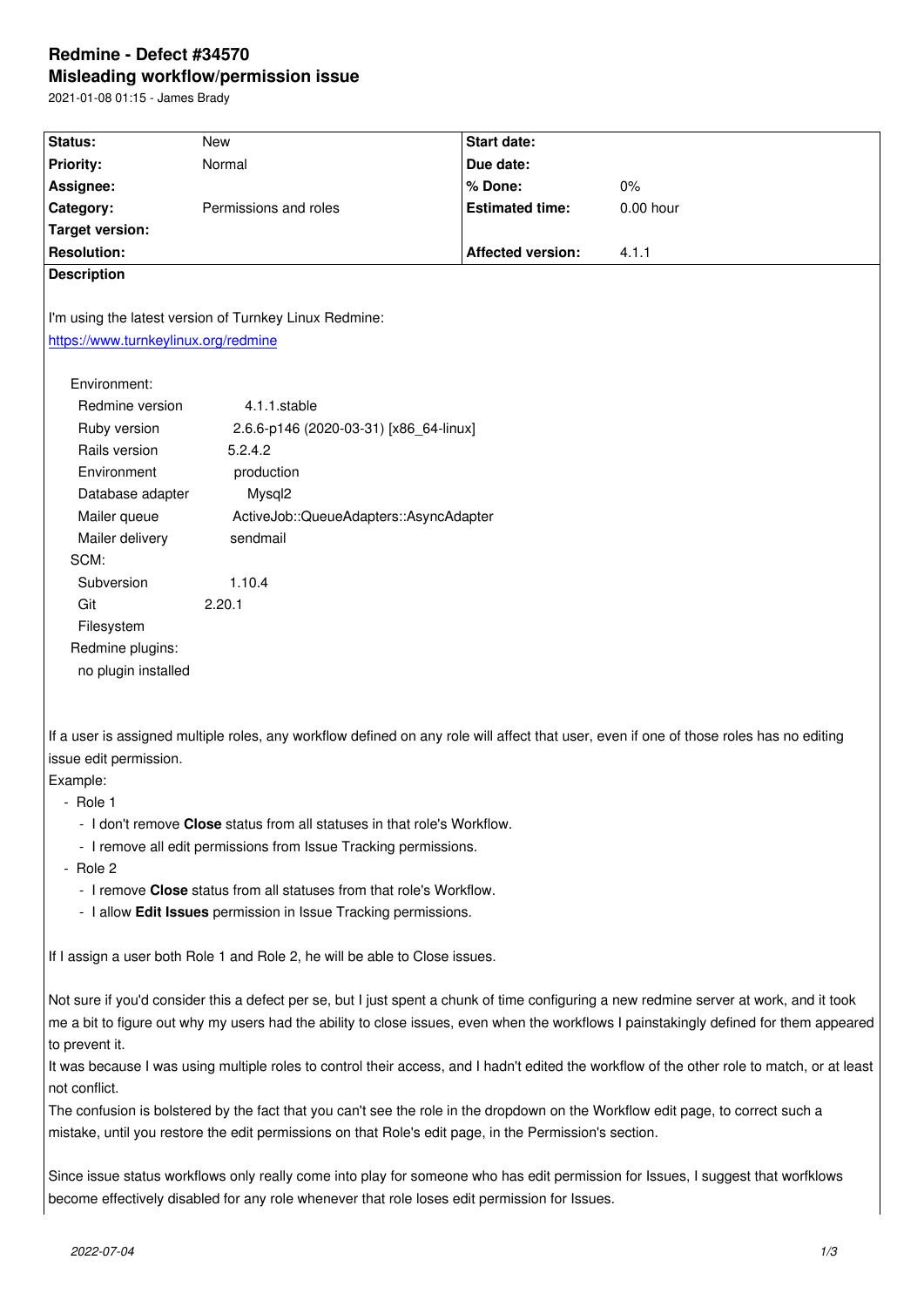# Redmine - Defect #34570

## Misleading workflow/permission issue

2021-01-08 01:15 - James Brady

| Status: | New | Start date: | |
|---|---|---|---|
| Priority: | Normal | Due date: | |
| Assignee: | | % Done: | 0% |
| Category: | Permissions and roles | Estimated time: | 0.00 hour |
| Target version: | | | |
| Resolution: | | Affected version: | 4.1.1 |

**Description**

I'm using the latest version of Turnkey Linux Redmine:
https://www.turnkeylinux.org/redmine

```
Environment:
  Redmine version          4.1.1.stable
  Ruby version             2.6.6-p146 (2020-03-31) [x86_64-linux]
  Rails version            5.2.4.2
  Environment              production
  Database adapter         Mysql2
  Mailer queue             ActiveJob::QueueAdapters::AsyncAdapter
  Mailer delivery          sendmail
SCM:
  Subversion               1.10.4
  Git                      2.20.1
  Filesystem
Redmine plugins:
  no plugin installed
```

If a user is assigned multiple roles, any workflow defined on any role will affect that user, even if one of those roles has no editing issue edit permission.

Example:

- Role 1
  - I don't remove **Close** status from all statuses in that role's Workflow.
  - I remove all edit permissions from Issue Tracking permissions.
- Role 2
  - I remove **Close** status from all statuses from that role's Workflow.
  - I allow **Edit Issues** permission in Issue Tracking permissions.

If I assign a user both Role 1 and Role 2, he will be able to Close issues.

Not sure if you'd consider this a defect per se, but I just spent a chunk of time configuring a new redmine server at work, and it took me a bit to figure out why my users had the ability to close issues, even when the workflows I painstakingly defined for them appeared to prevent it.
It was because I was using multiple roles to control their access, and I hadn't edited the workflow of the other role to match, or at least not conflict.
The confusion is bolstered by the fact that you can't see the role in the dropdown on the Workflow edit page, to correct such a mistake, until you restore the edit permissions on that Role's edit page, in the Permission's section.

Since issue status workflows only really come into play for someone who has edit permission for Issues, I suggest that worfklows become effectively disabled for any role whenever that role loses edit permission for Issues.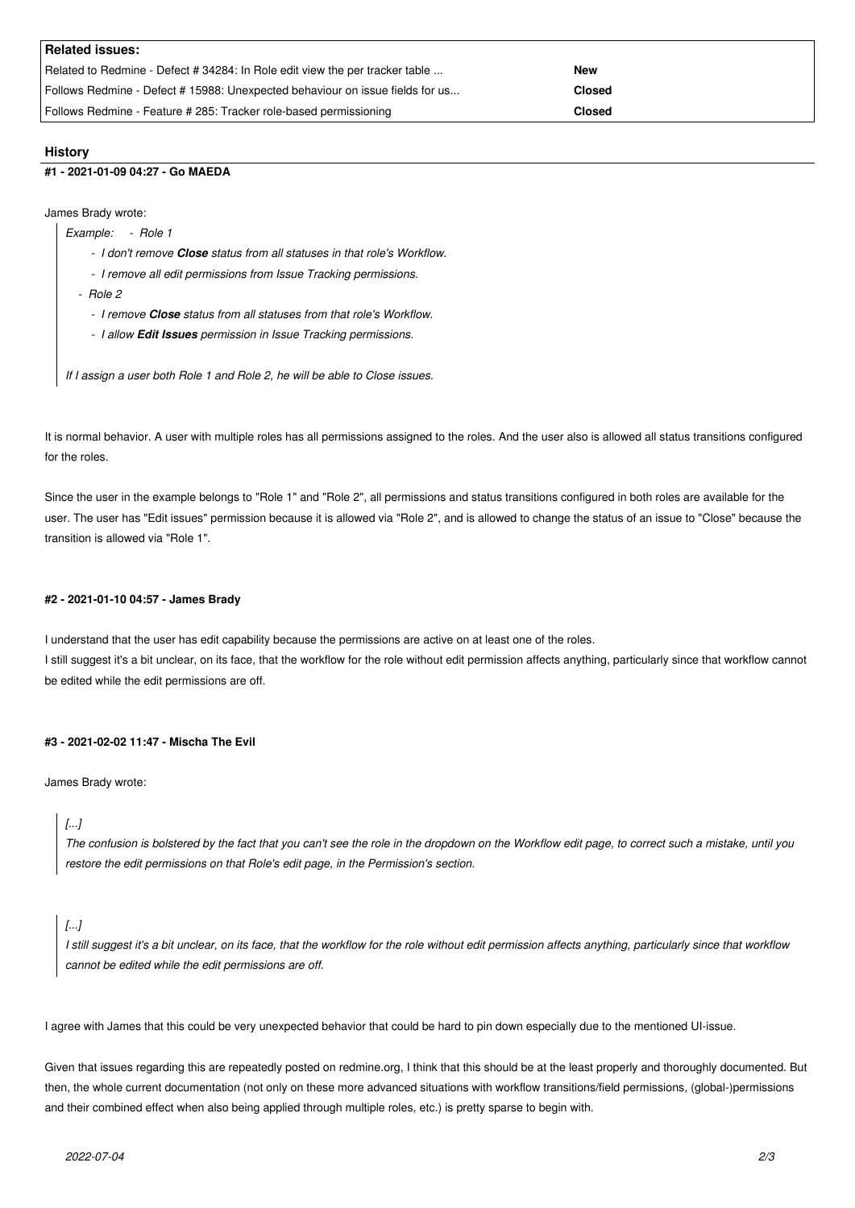**Related issues:**

| | |
|---|---|
| Related to Redmine - Defect # 34284: In Role edit view the per tracker table ... | **New** |
| Follows Redmine - Defect # 15988: Unexpected behaviour on issue fields for us... | **Closed** |
| Follows Redmine - Feature # 285: Tracker role-based permissioning | **Closed** |

## History

#### #1 - 2021-01-09 04:27 - Go MAEDA

James Brady wrote:

> *Example:* - *Role 1*
> - *I don't remove **Close** status from all statuses in that role's Workflow.*
> - *I remove all edit permissions from Issue Tracking permissions.*
>
> - *Role 2*
> - *I remove **Close** status from all statuses from that role's Workflow.*
> - *I allow **Edit Issues** permission in Issue Tracking permissions.*
>
> *If I assign a user both Role 1 and Role 2, he will be able to Close issues.*

It is normal behavior. A user with multiple roles has all permissions assigned to the roles. And the user also is allowed all status transitions configured for the roles.

Since the user in the example belongs to "Role 1" and "Role 2", all permissions and status transitions configured in both roles are available for the user. The user has "Edit issues" permission because it is allowed via "Role 2", and is allowed to change the status of an issue to "Close" because the transition is allowed via "Role 1".

#### #2 - 2021-01-10 04:57 - James Brady

I understand that the user has edit capability because the permissions are active on at least one of the roles.
I still suggest it's a bit unclear, on its face, that the workflow for the role without edit permission affects anything, particularly since that workflow cannot be edited while the edit permissions are off.

#### #3 - 2021-02-02 11:47 - Mischa The Evil

James Brady wrote:

> *[...]*
> *The confusion is bolstered by the fact that you can't see the role in the dropdown on the Workflow edit page, to correct such a mistake, until you restore the edit permissions on that Role's edit page, in the Permission's section.*

> *[...]*
> *I still suggest it's a bit unclear, on its face, that the workflow for the role without edit permission affects anything, particularly since that workflow cannot be edited while the edit permissions are off.*

I agree with James that this could be very unexpected behavior that could be hard to pin down especially due to the mentioned UI-issue.

Given that issues regarding this are repeatedly posted on redmine.org, I think that this should be at the least properly and thoroughly documented. But then, the whole current documentation (not only on these more advanced situations with workflow transitions/field permissions, (global-)permissions and their combined effect when also being applied through multiple roles, etc.) is pretty sparse to begin with.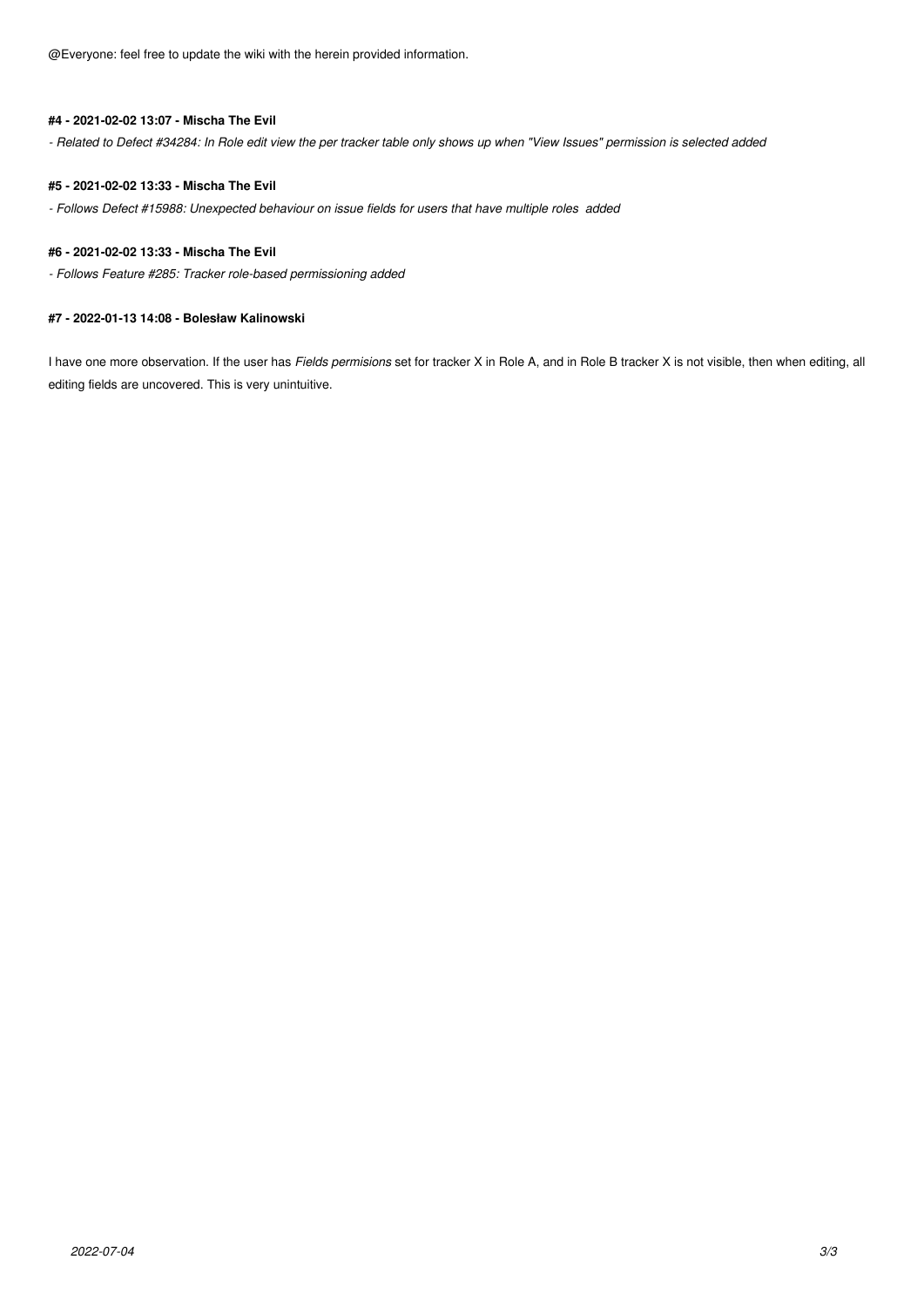@Everyone: feel free to update the wiki with the herein provided information.

#### #4 - 2021-02-02 13:07 - Mischa The Evil

*- Related to Defect #34284: In Role edit view the per tracker table only shows up when "View Issues" permission is selected added*

#### #5 - 2021-02-02 13:33 - Mischa The Evil

*- Follows Defect #15988: Unexpected behaviour on issue fields for users that have multiple roles added*

#### #6 - 2021-02-02 13:33 - Mischa The Evil

*- Follows Feature #285: Tracker role-based permissioning added*

#### #7 - 2022-01-13 14:08 - Bolesław Kalinowski

I have one more observation. If the user has *Fields permisions* set for tracker X in Role A, and in Role B tracker X is not visible, then when editing, all editing fields are uncovered. This is very unintuitive.